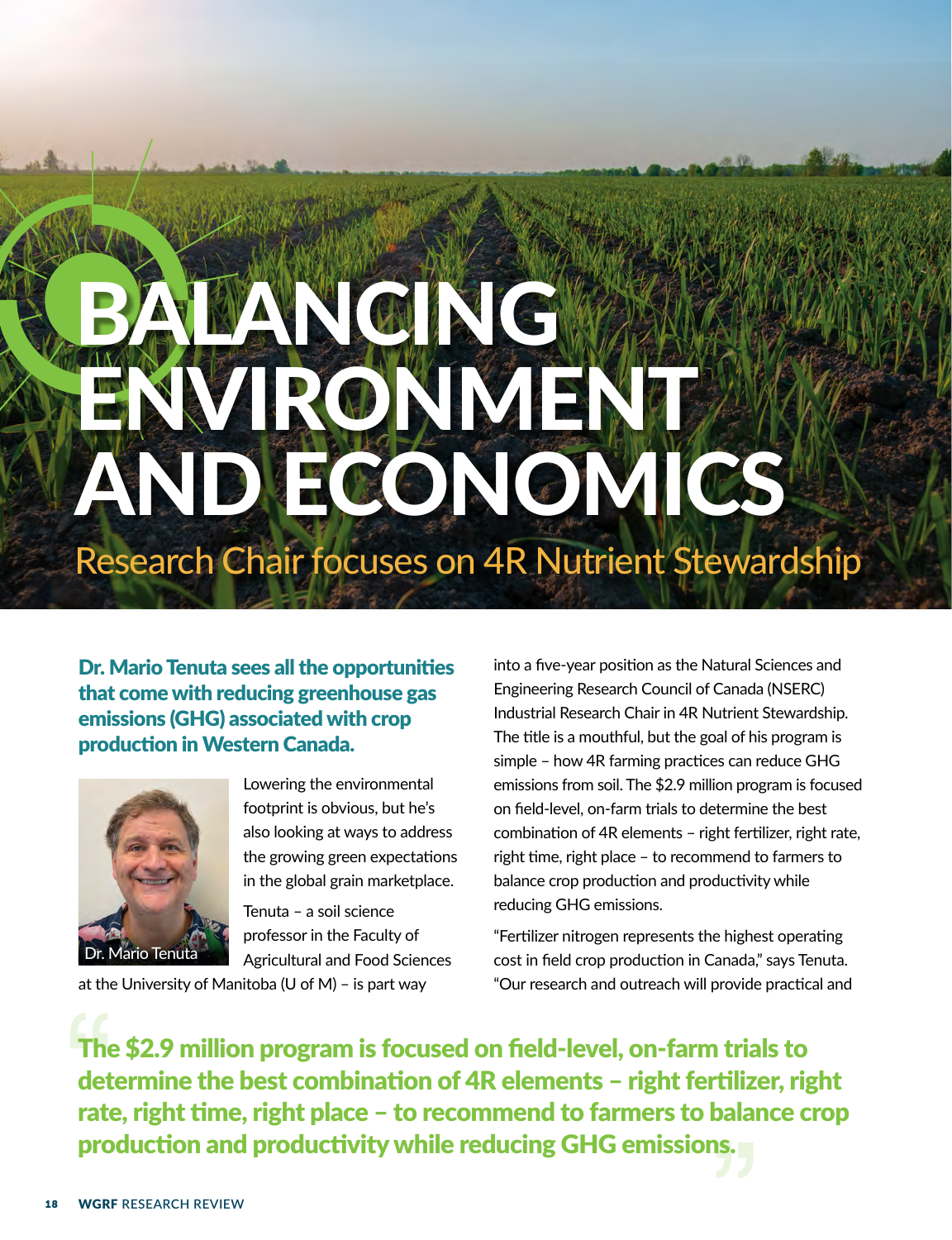# BALANCING ENVIRONMENT AND ECONOMICS

## Research Chair focuses on 4R Nutrient Stewardship

**Dr. Mario Tenuta sees all the opportunities that come with reducing greenhouse gas emissions (GHG) associated with crop production in Western Canada.**

Dr. Mario Tenuta

Lowering the environmental footprint is obvious, but he's also looking at ways to address the growing green expectations in the global grain marketplace.

Tenuta – a soil science professor in the Faculty of Agricultural and Food Sciences at the University of Manitoba (U of M) – is part way into a five-year position as the Natural Sciences and Engineering Research Council of Canada (NSERC) Industrial Research Chair in 4R Nutrient Stewardship. The title is a mouthful, but the goal of his program is simple – how 4R farming practices can reduce GHG emissions from soil. The $2.9 million program is focused on field-level, on-farm trials to determine the best combination of 4R elements – right fertilizer, right rate, right time, right place – to recommend to farmers to balance crop production and productivity while reducing GHG emissions.

"Fertilizer nitrogen represents the highest operating cost in field crop production in Canada," says Tenuta. "Our research and outreach will provide practical and

> **"The $2.9 million program is focused on field-level, on-farm trials to determine the best combination of 4R elements – right fertilizer, right rate, right time, right place – to recommend to farmers to balance crop production and productivity while reducing GHG emissions."**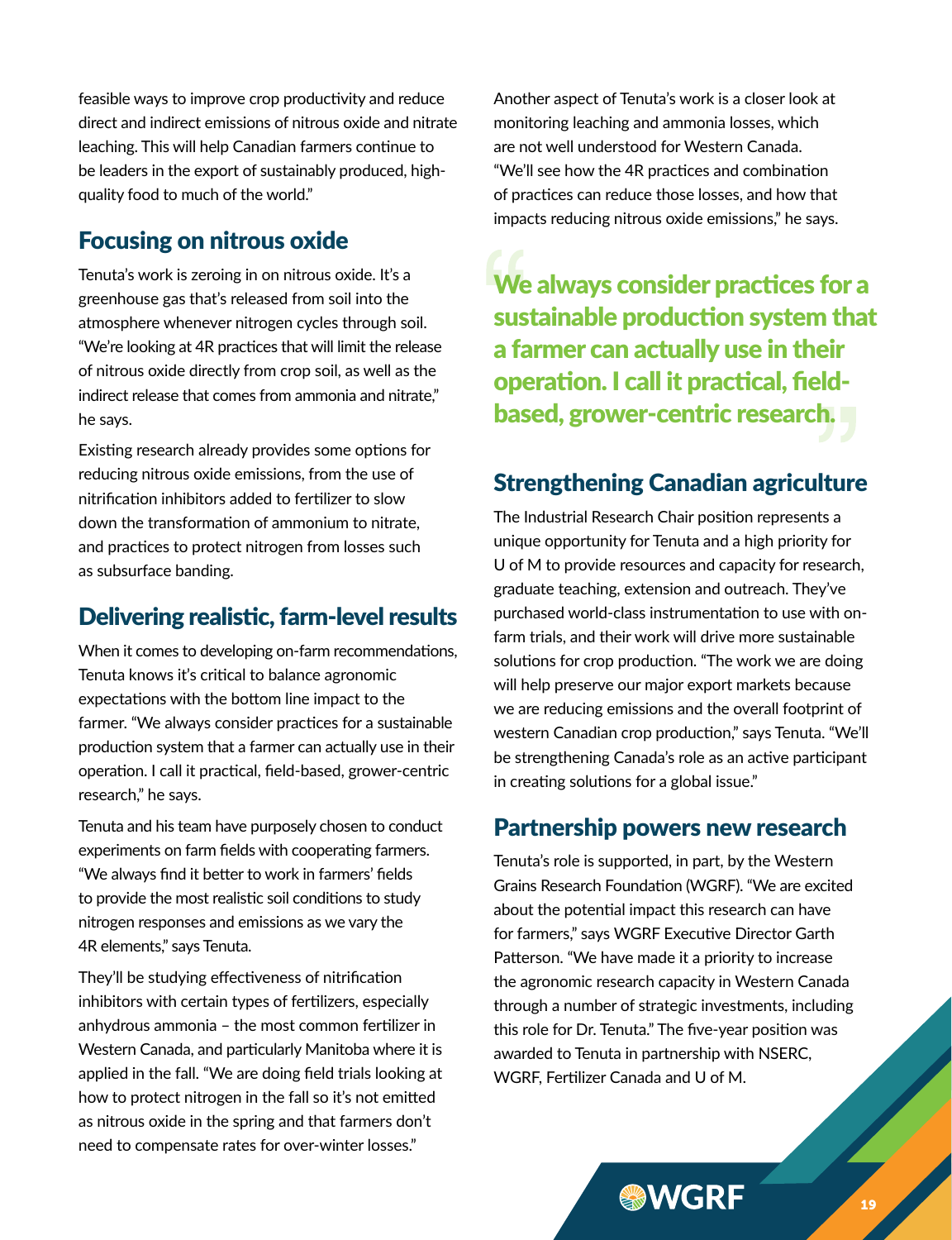feasible ways to improve crop productivity and reduce direct and indirect emissions of nitrous oxide and nitrate leaching. This will help Canadian farmers continue to be leaders in the export of sustainably produced, high-quality food to much of the world."

## Focusing on nitrous oxide

Tenuta's work is zeroing in on nitrous oxide. It's a greenhouse gas that's released from soil into the atmosphere whenever nitrogen cycles through soil. "We're looking at 4R practices that will limit the release of nitrous oxide directly from crop soil, as well as the indirect release that comes from ammonia and nitrate," he says.

Existing research already provides some options for reducing nitrous oxide emissions, from the use of nitrification inhibitors added to fertilizer to slow down the transformation of ammonium to nitrate, and practices to protect nitrogen from losses such as subsurface banding.

## Delivering realistic, farm-level results

When it comes to developing on-farm recommendations, Tenuta knows it's critical to balance agronomic expectations with the bottom line impact to the farmer. "We always consider practices for a sustainable production system that a farmer can actually use in their operation. I call it practical, field-based, grower-centric research," he says.

Tenuta and his team have purposely chosen to conduct experiments on farm fields with cooperating farmers. "We always find it better to work in farmers' fields to provide the most realistic soil conditions to study nitrogen responses and emissions as we vary the 4R elements," says Tenuta.

They'll be studying effectiveness of nitrification inhibitors with certain types of fertilizers, especially anhydrous ammonia – the most common fertilizer in Western Canada, and particularly Manitoba where it is applied in the fall. "We are doing field trials looking at how to protect nitrogen in the fall so it's not emitted as nitrous oxide in the spring and that farmers don't need to compensate rates for over-winter losses."

Another aspect of Tenuta's work is a closer look at monitoring leaching and ammonia losses, which are not well understood for Western Canada. "We'll see how the 4R practices and combination of practices can reduce those losses, and how that impacts reducing nitrous oxide emissions," he says.

> **"We always consider practices for a sustainable production system that a farmer can actually use in their operation. I call it practical, field-based, grower-centric research."**

## Strengthening Canadian agriculture

The Industrial Research Chair position represents a unique opportunity for Tenuta and a high priority for U of M to provide resources and capacity for research, graduate teaching, extension and outreach. They've purchased world-class instrumentation to use with on-farm trials, and their work will drive more sustainable solutions for crop production. "The work we are doing will help preserve our major export markets because we are reducing emissions and the overall footprint of western Canadian crop production," says Tenuta. "We'll be strengthening Canada's role as an active participant in creating solutions for a global issue."

## Partnership powers new research

Tenuta's role is supported, in part, by the Western Grains Research Foundation (WGRF). "We are excited about the potential impact this research can have for farmers," says WGRF Executive Director Garth Patterson. "We have made it a priority to increase the agronomic research capacity in Western Canada through a number of strategic investments, including this role for Dr. Tenuta." The five-year position was awarded to Tenuta in partnership with NSERC, WGRF, Fertilizer Canada and U of M.